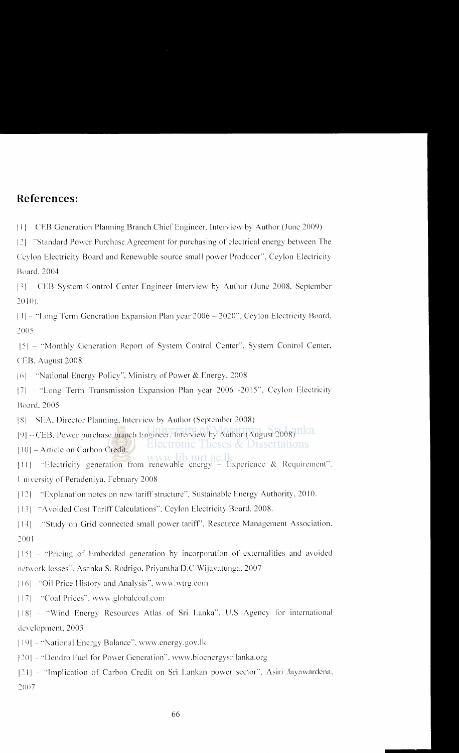## References:

[1] - CEB Generation Planning Branch Chief Engineer, Interview by Author (June 2009)

[2] "Standard Power Purchase Agreement for purchasing of electrical energy between The Ceylon Electricity Board and Renewable source small power Producer", Ceylon Electricity Board, 2004

[3] CEB System Control Center Engineer Interview by Author (June 2008, September 2010).

[4] - "Long Term Generation Expansion Plan year 2006 – 2020", Ceylon Electricity Board, 2005

[5] – "Monthly Generation Report of System Control Center", System Control Center, CEB, August 2008

[6] - "National Energy Policy", Ministry of Power & Energy, 2008

[7] - "Long Term Transmission Expansion Plan year 2006 -2015", Ceylon Electricity Board, 2005

[8] SEA, Director Planning, Interview by Author (September 2008)

[9] – CEB, Power purchase branch Engineer, Interview by Author (August 2008)

[10] – Article on Carbon Credit.

[11] - "Electricity generation from renewable energy – Experience & Requirement", University of Peradeniya, February 2008

[12] "Explanation notes on new tariff structure", Sustainable Energy Authority, 2010.

[13] "Avoided Cost Tariff Calculations", Ceylon Electricity Board, 2008.

[14] "Study on Grid connected small power tariff", Resource Management Association, 2001

[15] – "Pricing of Embedded generation by incorporation of externalities and avoided network losses", Asanka S. Rodrigo, Priyantha D.C Wijayatunga, 2007

[16] -"Oil Price History and Analysis", www.wtrg.com

[17] "Coal Prices", www.globalcoal.com

[18] – "Wind Energy Resources Atlas of Sri Lanka", U.S Agency for international development, 2003

[19] – "National Energy Balance", www.energy.gov.lk

[20] – "Dendro Fuel for Power Generation", www.bioenergysrilanka.org

[21] – "Implication of Carbon Credit on Sri Lankan power sector", Asiri Jayawardena, 2007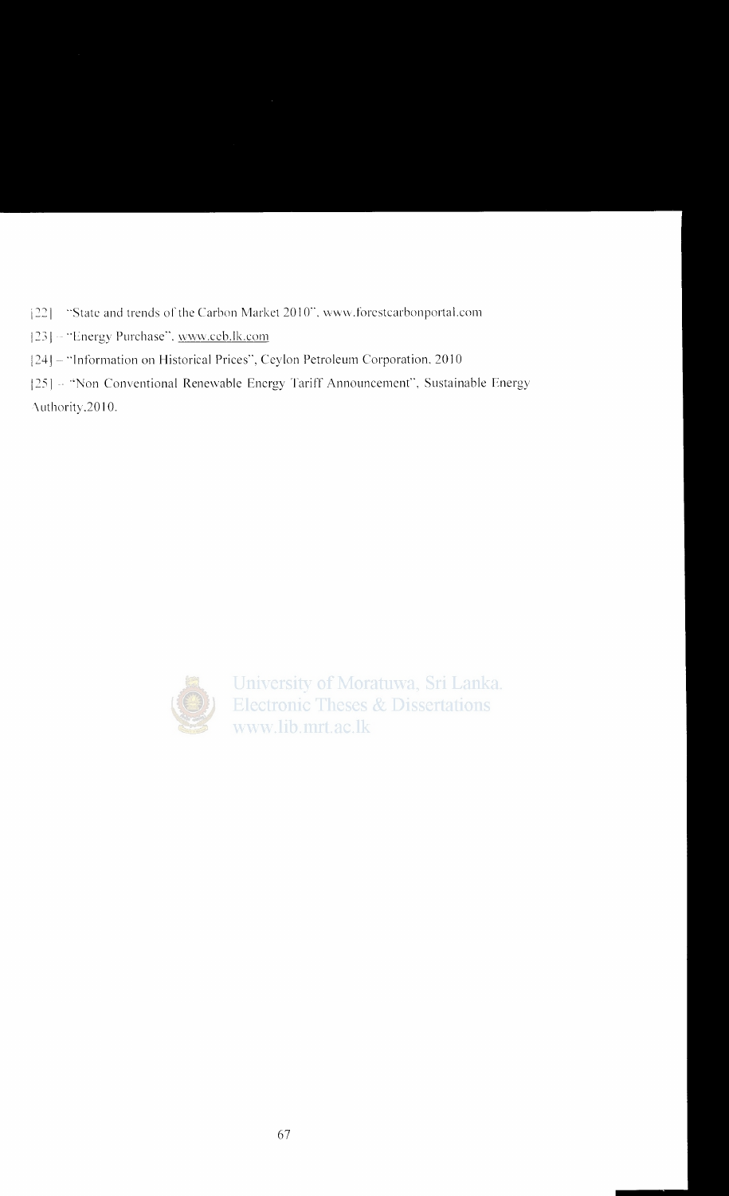[22] "State and trends of the Carbon Market 2010", www.forestcarbonportal.com

[23] – "Energy Purchase", www.ceb.lk.com

[24] – "Information on Historical Prices", Ceylon Petroleum Corporation. 2010

[25] – "Non Conventional Renewable Energy Tariff Announcement", Sustainable Energy Authority,2010.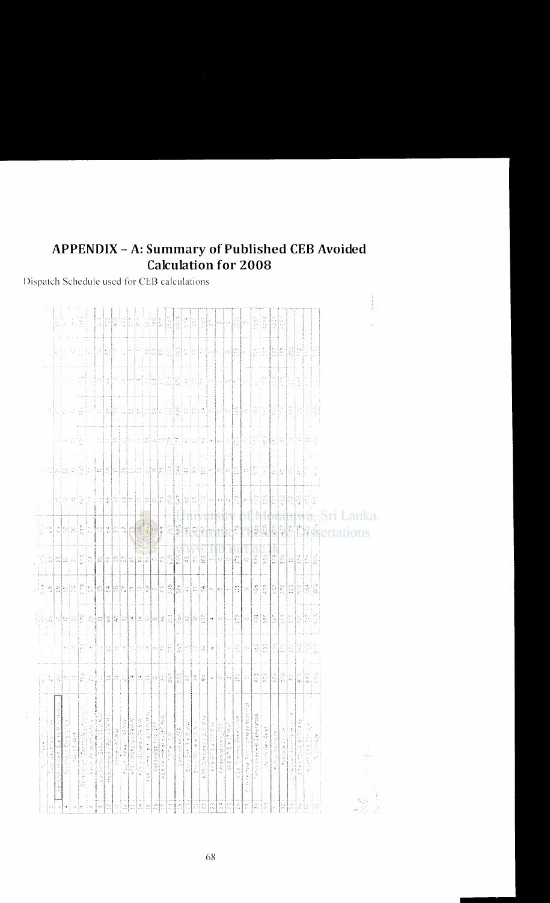## APPENDIX – A: Summary of Published CEB Avoided Calculation for 2008

Dispatch Schedule used for CEB calculations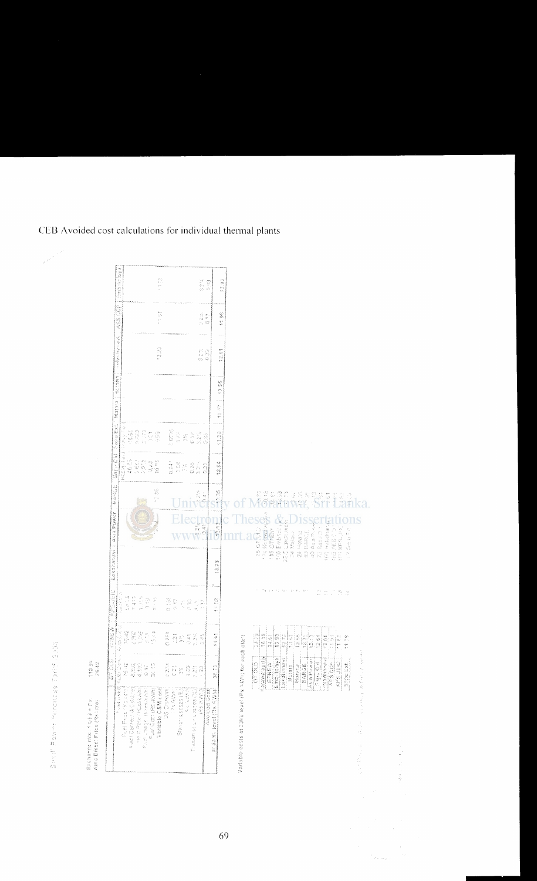CEB Avoided cost calculations for individual thermal plants

Small Power Purchase Tariff 2005

| | GT (OLD) | CTNEW | KPS-CC | Lakdhanavi | Asia Power | BARGE | Sapu Ctd | Sapu Ext | Matara | Horana | Heladhanavi | AES CCP | Embilipitiya |
|---|---|---|---|---|---|---|---|---|---|---|---|---|---|
| Avoided cost at 33 kV level (Rs./kWh) | 32.79 | 11.61 | 11.52 | 13.73 | 13.43 | 13.36 | 12.84 | 11.09 | 13.72 | 13.55 | 12.61 | 11.90 | 11.92 |

Variable costs at 33kV level (Rs./kWh) for each plant

| Plant | Rs./kWh |
|---|---|
| GT (OLD) | 22.79 |
| Kelanitissa | 11.61 |
| CTNEW | 11.51 |
| Embilipitiya | 11.92 |
| Lakdhanavi | 13.73 |
| Matara | 13.67 |
| Horana | 13.55 |
| BARGE | 13.36 |
| Asia Power | 13.43 |
| Sapu Ctd | 12.84 |
| Heladhanavi | 12.61 |
| AES CCP | 11.90 |
| KPS-CC | 11.83 |
| Sapu Ext | 11.09 |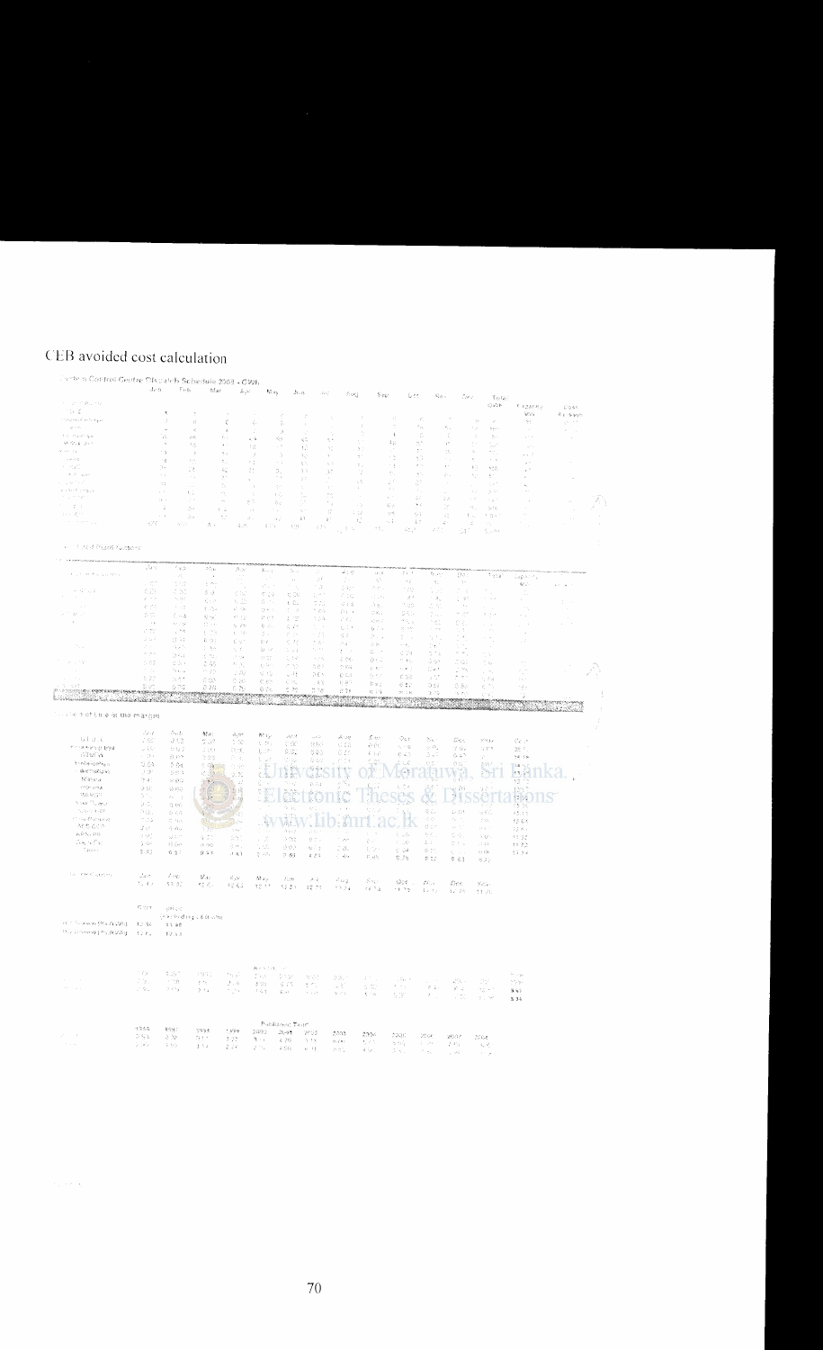# CEB avoided cost calculation

System Control Centre Dispatch Schedule 2004 - GWh

Cost of Fuel at the margin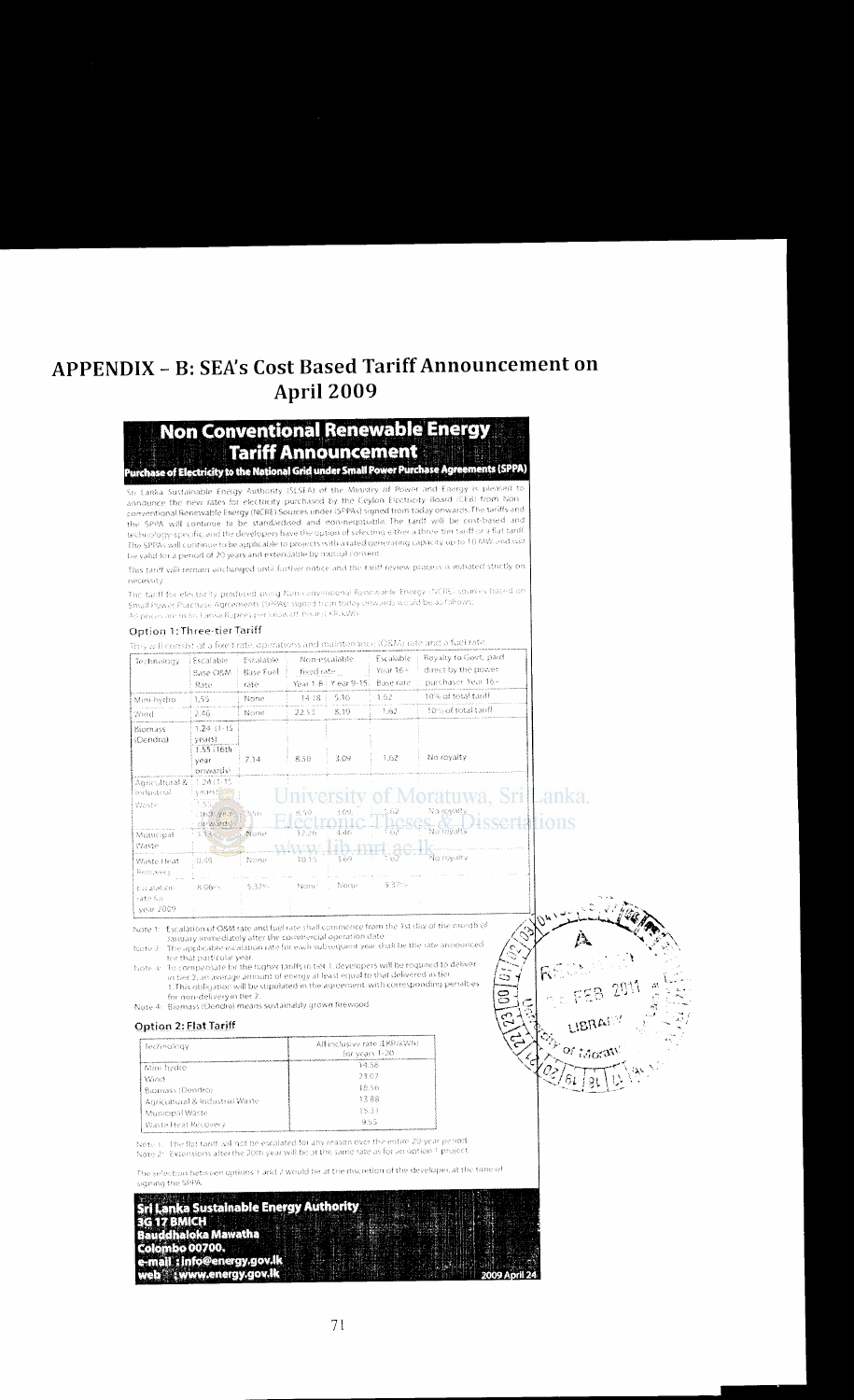# APPENDIX – B: SEA's Cost Based Tariff Announcement on April 2009

## Non Conventional Renewable Energy Tariff Announcement

**Purchase of Electricity to the National Grid under Small Power Purchase Agreements (SPPA)**

Sri Lanka Sustainable Energy Authority (SLSEA) of the Ministry of Power and Energy is pleased to announce the new rates for electricity purchased by the Ceylon Electricity Board (CEB) from Non-conventional Renewable Energy (NCRE) Sources under (SPPAs) signed from today onwards. The tariffs and the SPPA will continue to be standardised and non-negotiable. The tariff will be cost-based and technology specific, and the developers have the option of selecting either a three tier tariff or a flat tariff. The SPPAs will continue to be applicable to projects with a rated generating capacity up to 10 MW and will be valid for a period of 20 years and extendable by mutual consent.

This tariff will remain unchanged until further notice and the tariff review process is initiated strictly on necessity.

The tariff for electricity produced using Non-conventional Renewable Energy (NCRE) sources based on Small Power Purchase Agreements (SPPAs) signed from today onwards would be as follows. All prices are in Sri Lanka Rupees per kilowatt hour (LKR/kWh).

### Option 1: Three-tier Tariff

This will consist of a fixed rate, operations and maintenance (O&M) rate and a fuel rate.

| Technology | Escalable Base O&M Rate | Escalable Base Fuel rate | Non-escalable fixed rate Year 1-8 | Non-escalable fixed rate Year 9-15 | Escalable Year 16+ Base rate | Royalty to Govt. paid direct by the power purchaser Year 16+ |
|---|---|---|---|---|---|---|
| Mini-hydro | 1.55 | None | 14.18 | 5.36 | 1.62 | 10% of total tariff |
| Wind | 2.40 | None | 22.53 | 8.19 | 1.62 | 10% of total tariff |
| Biomass (Dendro) | 1.24 (1-15 years) 1.55 (16th year onwards) | 7.34 | 8.50 | 3.09 | 1.62 | No royalty |
| Agricultural & Industrial Waste | 1.24 (1-15 years) 1.55 (16th year onwards) | 3.67 | 8.50 | 3.09 | 1.62 | No royalty |
| Municipal Waste | 1.13 | None | 12.26 | 4.46 | 1.62 | No royalty |
| Waste Heat Recovery | 0.45 | None | 10.15 | 3.69 | 1.62 | No royalty |
| Escalation rate for year 2009 | 8.06% | 9.37% | None | None | 5.37% | |

Note 1: Escalation of O&M rate and fuel rate shall commence from the 1st day of the month of January immediately after the commercial operation date.

Note 2: The applicable escalation rate for each subsequent year shall be the rate announced for that particular year.

Note 3: To compensate for the higher tariffs in tier 1, developers will be required to deliver in tier 2, an average amount of energy at least equal to that delivered in tier 1. This obligation will be stipulated in the agreement with corresponding penalties for non-delivery in tier 2.

Note 4: Biomass (Dendro) means sustainably grown firewood.

### Option 2: Flat Tariff

| Technology | All inclusive rate (LKR/kWh) for years 1-20 |
|---|---|
| Mini hydro | 14.58 |
| Wind | 23.07 |
| Biomass (Dendro) | 18.50 |
| Agricultural & Industrial Waste | 13.88 |
| Municipal Waste | 15.31 |
| Waste Heat Recovery | 9.55 |

Note 1: The flat tariff will not be escalated for any reason over the entire 20-year period.

Note 2: Extensions after the 20th year will be at the same rate as for an option 1 project.

The selection between options 1 and 2 would be at the discretion of the developer, at the time of signing the SPPA.

**Sri Lanka Sustainable Energy Authority**
**3G 17 BMICH**
**Bauddhaloka Mawatha**
**Colombo 00700.**
**e-mail : info@energy.gov.lk**
**web : www.energy.gov.lk**

2009 April 24